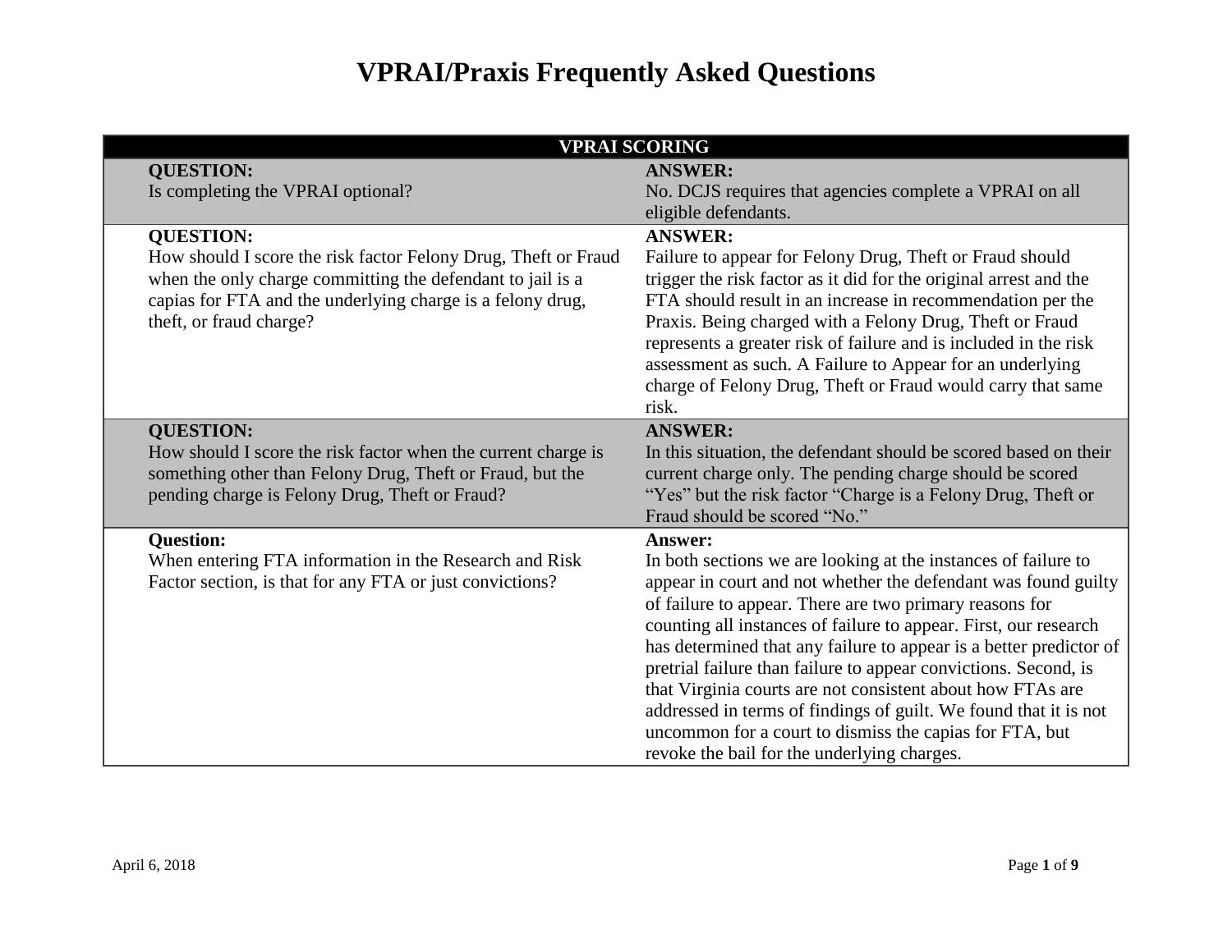# VPRAI/Praxis Frequently Asked Questions

| VPRAI SCORING | |
|---|---|
| **QUESTION:** Is completing the VPRAI optional? | **ANSWER:** No. DCJS requires that agencies complete a VPRAI on all eligible defendants. |
| **QUESTION:** How should I score the risk factor Felony Drug, Theft or Fraud when the only charge committing the defendant to jail is a capias for FTA and the underlying charge is a felony drug, theft, or fraud charge? | **ANSWER:** Failure to appear for Felony Drug, Theft or Fraud should trigger the risk factor as it did for the original arrest and the FTA should result in an increase in recommendation per the Praxis. Being charged with a Felony Drug, Theft or Fraud represents a greater risk of failure and is included in the risk assessment as such. A Failure to Appear for an underlying charge of Felony Drug, Theft or Fraud would carry that same risk. |
| **QUESTION:** How should I score the risk factor when the current charge is something other than Felony Drug, Theft or Fraud, but the pending charge is Felony Drug, Theft or Fraud? | **ANSWER:** In this situation, the defendant should be scored based on their current charge only. The pending charge should be scored "Yes" but the risk factor "Charge is a Felony Drug, Theft or Fraud should be scored "No." |
| **Question:** When entering FTA information in the Research and Risk Factor section, is that for any FTA or just convictions? | **Answer:** In both sections we are looking at the instances of failure to appear in court and not whether the defendant was found guilty of failure to appear. There are two primary reasons for counting all instances of failure to appear. First, our research has determined that any failure to appear is a better predictor of pretrial failure than failure to appear convictions. Second, is that Virginia courts are not consistent about how FTAs are addressed in terms of findings of guilt. We found that it is not uncommon for a court to dismiss the capias for FTA, but revoke the bail for the underlying charges. |

April 6, 2018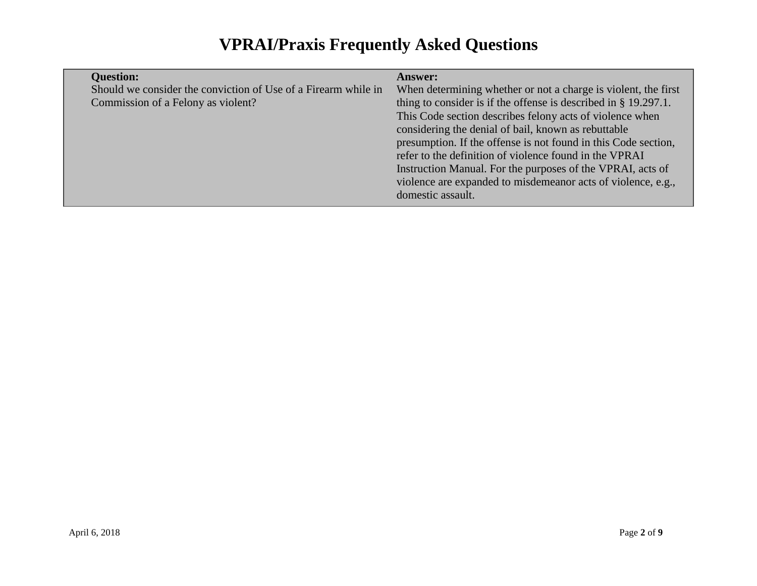# VPRAI/Praxis Frequently Asked Questions

| **Question:** | **Answer:** |
|---|---|
| Should we consider the conviction of Use of a Firearm while in Commission of a Felony as violent? | When determining whether or not a charge is violent, the first thing to consider is if the offense is described in § 19.297.1. This Code section describes felony acts of violence when considering the denial of bail, known as rebuttable presumption. If the offense is not found in this Code section, refer to the definition of violence found in the VPRAI Instruction Manual. For the purposes of the VPRAI, acts of violence are expanded to misdemeanor acts of violence, e.g., domestic assault. |

April 6, 2018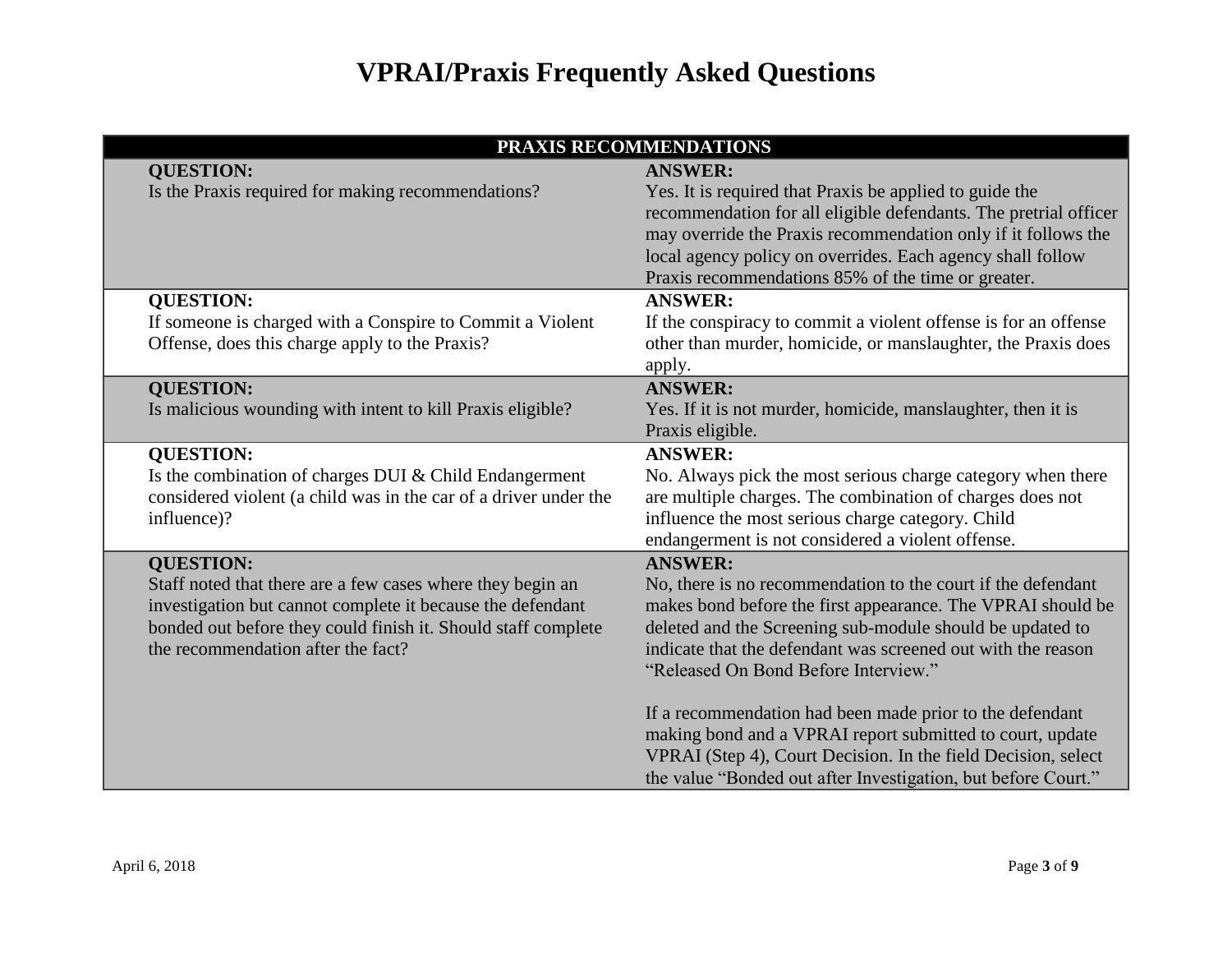# VPRAI/Praxis Frequently Asked Questions

| PRAXIS RECOMMENDATIONS | |
|---|---|
| **QUESTION:**<br>Is the Praxis required for making recommendations? | **ANSWER:**<br>Yes. It is required that Praxis be applied to guide the recommendation for all eligible defendants. The pretrial officer may override the Praxis recommendation only if it follows the local agency policy on overrides. Each agency shall follow Praxis recommendations 85% of the time or greater. |
| **QUESTION:**<br>If someone is charged with a Conspire to Commit a Violent Offense, does this charge apply to the Praxis? | **ANSWER:**<br>If the conspiracy to commit a violent offense is for an offense other than murder, homicide, or manslaughter, the Praxis does apply. |
| **QUESTION:**<br>Is malicious wounding with intent to kill Praxis eligible? | **ANSWER:**<br>Yes. If it is not murder, homicide, manslaughter, then it is Praxis eligible. |
| **QUESTION:**<br>Is the combination of charges DUI & Child Endangerment considered violent (a child was in the car of a driver under the influence)? | **ANSWER:**<br>No. Always pick the most serious charge category when there are multiple charges. The combination of charges does not influence the most serious charge category. Child endangerment is not considered a violent offense. |
| **QUESTION:**<br>Staff noted that there are a few cases where they begin an investigation but cannot complete it because the defendant bonded out before they could finish it. Should staff complete the recommendation after the fact? | **ANSWER:**<br>No, there is no recommendation to the court if the defendant makes bond before the first appearance. The VPRAI should be deleted and the Screening sub-module should be updated to indicate that the defendant was screened out with the reason "Released On Bond Before Interview."<br><br>If a recommendation had been made prior to the defendant making bond and a VPRAI report submitted to court, update VPRAI (Step 4), Court Decision. In the field Decision, select the value "Bonded out after Investigation, but before Court." |

April 6, 2018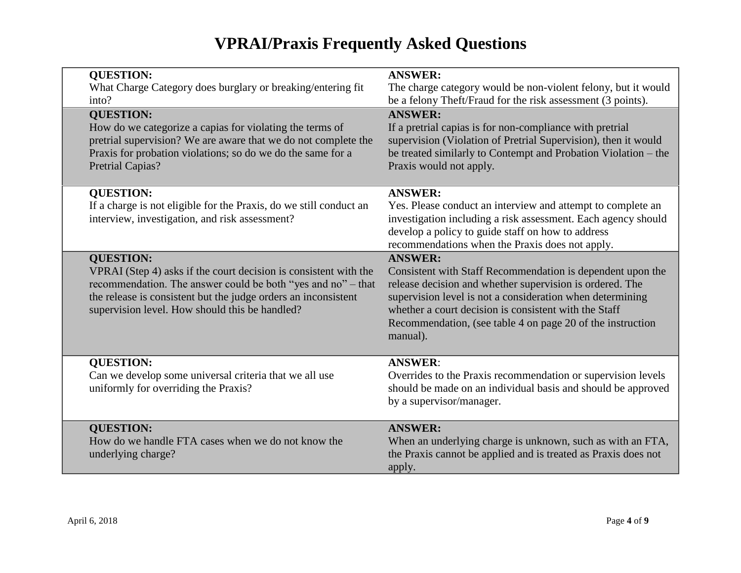# VPRAI/Praxis Frequently Asked Questions

| QUESTION: | ANSWER: |
| --- | --- |
| What Charge Category does burglary or breaking/entering fit into? | The charge category would be non-violent felony, but it would be a felony Theft/Fraud for the risk assessment (3 points). |
| **QUESTION:**<br>How do we categorize a capias for violating the terms of pretrial supervision? We are aware that we do not complete the Praxis for probation violations; so do we do the same for a Pretrial Capias? | **ANSWER:**<br>If a pretrial capias is for non-compliance with pretrial supervision (Violation of Pretrial Supervision), then it would be treated similarly to Contempt and Probation Violation – the Praxis would not apply. |
| **QUESTION:**<br>If a charge is not eligible for the Praxis, do we still conduct an interview, investigation, and risk assessment? | **ANSWER:**<br>Yes. Please conduct an interview and attempt to complete an investigation including a risk assessment. Each agency should develop a policy to guide staff on how to address recommendations when the Praxis does not apply. |
| **QUESTION:**<br>VPRAI (Step 4) asks if the court decision is consistent with the recommendation. The answer could be both "yes and no" – that the release is consistent but the judge orders an inconsistent supervision level. How should this be handled? | **ANSWER:**<br>Consistent with Staff Recommendation is dependent upon the release decision and whether supervision is ordered. The supervision level is not a consideration when determining whether a court decision is consistent with the Staff Recommendation, (see table 4 on page 20 of the instruction manual). |
| **QUESTION:**<br>Can we develop some universal criteria that we all use uniformly for overriding the Praxis? | **ANSWER**:<br>Overrides to the Praxis recommendation or supervision levels should be made on an individual basis and should be approved by a supervisor/manager. |
| **QUESTION:**<br>How do we handle FTA cases when we do not know the underlying charge? | **ANSWER:**<br>When an underlying charge is unknown, such as with an FTA, the Praxis cannot be applied and is treated as Praxis does not apply. |

April 6, 2018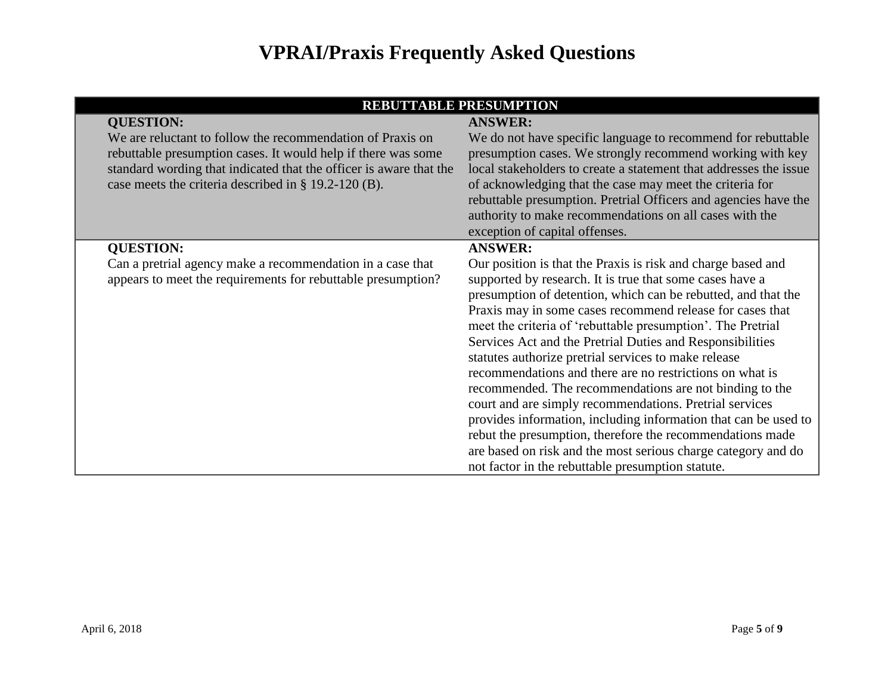# VPRAI/Praxis Frequently Asked Questions

| REBUTTABLE PRESUMPTION | |
|---|---|
| **QUESTION:**<br>We are reluctant to follow the recommendation of Praxis on rebuttable presumption cases. It would help if there was some standard wording that indicated that the officer is aware that the case meets the criteria described in § 19.2-120 (B). | **ANSWER:**<br>We do not have specific language to recommend for rebuttable presumption cases. We strongly recommend working with key local stakeholders to create a statement that addresses the issue of acknowledging that the case may meet the criteria for rebuttable presumption. Pretrial Officers and agencies have the authority to make recommendations on all cases with the exception of capital offenses. |
| **QUESTION:**<br>Can a pretrial agency make a recommendation in a case that appears to meet the requirements for rebuttable presumption? | **ANSWER:**<br>Our position is that the Praxis is risk and charge based and supported by research. It is true that some cases have a presumption of detention, which can be rebutted, and that the Praxis may in some cases recommend release for cases that meet the criteria of 'rebuttable presumption'. The Pretrial Services Act and the Pretrial Duties and Responsibilities statutes authorize pretrial services to make release recommendations and there are no restrictions on what is recommended. The recommendations are not binding to the court and are simply recommendations. Pretrial services provides information, including information that can be used to rebut the presumption, therefore the recommendations made are based on risk and the most serious charge category and do not factor in the rebuttable presumption statute. |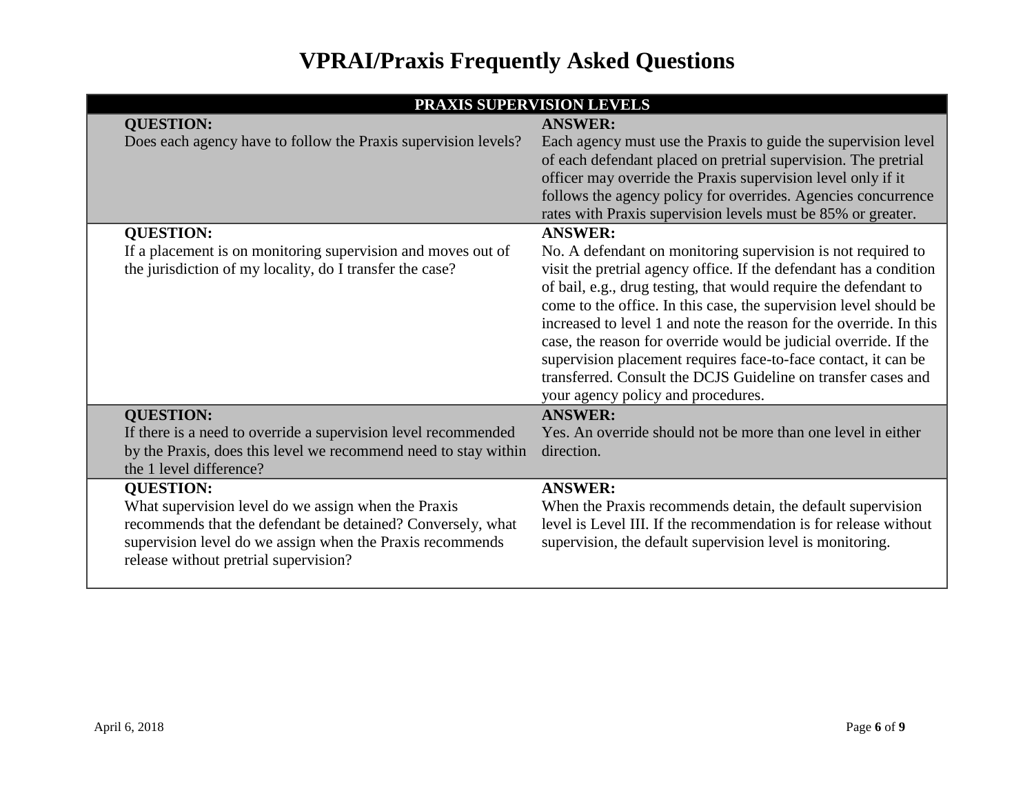# VPRAI/Praxis Frequently Asked Questions

| PRAXIS SUPERVISION LEVELS | |
|---|---|
| **QUESTION:**<br>Does each agency have to follow the Praxis supervision levels? | **ANSWER:**<br>Each agency must use the Praxis to guide the supervision level of each defendant placed on pretrial supervision. The pretrial officer may override the Praxis supervision level only if it follows the agency policy for overrides. Agencies concurrence rates with Praxis supervision levels must be 85% or greater. |
| **QUESTION:**<br>If a placement is on monitoring supervision and moves out of the jurisdiction of my locality, do I transfer the case? | **ANSWER:**<br>No. A defendant on monitoring supervision is not required to visit the pretrial agency office. If the defendant has a condition of bail, e.g., drug testing, that would require the defendant to come to the office. In this case, the supervision level should be increased to level 1 and note the reason for the override. In this case, the reason for override would be judicial override. If the supervision placement requires face-to-face contact, it can be transferred. Consult the DCJS Guideline on transfer cases and your agency policy and procedures. |
| **QUESTION:**<br>If there is a need to override a supervision level recommended by the Praxis, does this level we recommend need to stay within the 1 level difference? | **ANSWER:**<br>Yes. An override should not be more than one level in either direction. |
| **QUESTION:**<br>What supervision level do we assign when the Praxis recommends that the defendant be detained? Conversely, what supervision level do we assign when the Praxis recommends release without pretrial supervision? | **ANSWER:**<br>When the Praxis recommends detain, the default supervision level is Level III. If the recommendation is for release without supervision, the default supervision level is monitoring. |

April 6, 2018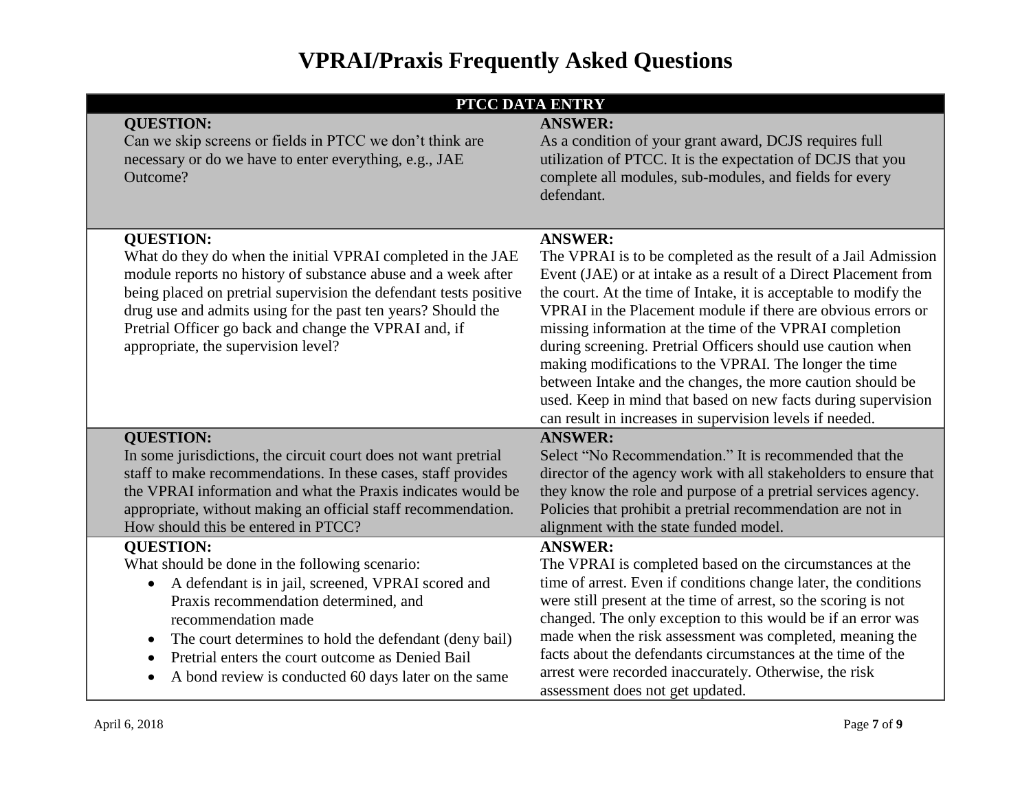# VPRAI/Praxis Frequently Asked Questions

| PTCC DATA ENTRY | |
|---|---|
| **QUESTION:**<br>Can we skip screens or fields in PTCC we don't think are necessary or do we have to enter everything, e.g., JAE Outcome? | **ANSWER:**<br>As a condition of your grant award, DCJS requires full utilization of PTCC. It is the expectation of DCJS that you complete all modules, sub-modules, and fields for every defendant. |
| **QUESTION:**<br>What do they do when the initial VPRAI completed in the JAE module reports no history of substance abuse and a week after being placed on pretrial supervision the defendant tests positive drug use and admits using for the past ten years? Should the Pretrial Officer go back and change the VPRAI and, if appropriate, the supervision level? | **ANSWER:**<br>The VPRAI is to be completed as the result of a Jail Admission Event (JAE) or at intake as a result of a Direct Placement from the court. At the time of Intake, it is acceptable to modify the VPRAI in the Placement module if there are obvious errors or missing information at the time of the VPRAI completion during screening. Pretrial Officers should use caution when making modifications to the VPRAI. The longer the time between Intake and the changes, the more caution should be used. Keep in mind that based on new facts during supervision can result in increases in supervision levels if needed. |
| **QUESTION:**<br>In some jurisdictions, the circuit court does not want pretrial staff to make recommendations. In these cases, staff provides the VPRAI information and what the Praxis indicates would be appropriate, without making an official staff recommendation. How should this be entered in PTCC? | **ANSWER:**<br>Select "No Recommendation." It is recommended that the director of the agency work with all stakeholders to ensure that they know the role and purpose of a pretrial services agency. Policies that prohibit a pretrial recommendation are not in alignment with the state funded model. |
| **QUESTION:**<br>What should be done in the following scenario:<br>• A defendant is in jail, screened, VPRAI scored and Praxis recommendation determined, and recommendation made<br>• The court determines to hold the defendant (deny bail)<br>• Pretrial enters the court outcome as Denied Bail<br>• A bond review is conducted 60 days later on the same | **ANSWER:**<br>The VPRAI is completed based on the circumstances at the time of arrest. Even if conditions change later, the conditions were still present at the time of arrest, so the scoring is not changed. The only exception to this would be if an error was made when the risk assessment was completed, meaning the facts about the defendants circumstances at the time of the arrest were recorded inaccurately. Otherwise, the risk assessment does not get updated. |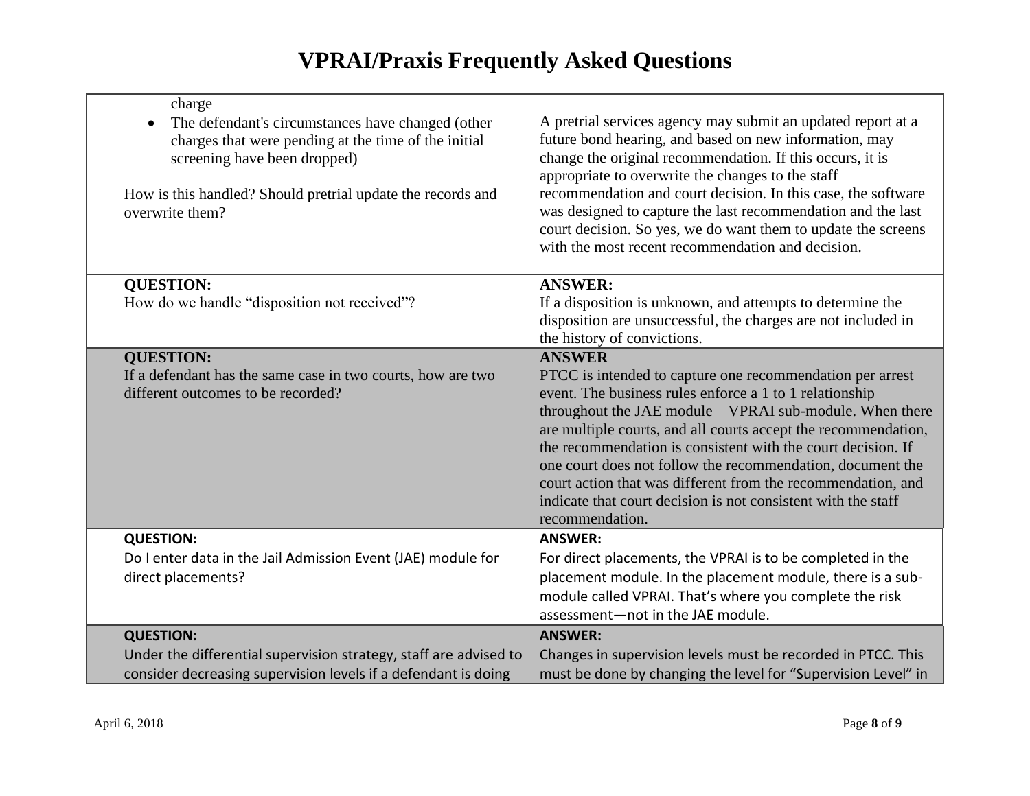# VPRAI/Praxis Frequently Asked Questions

| | |
|---|---|
| charge<br>• The defendant's circumstances have changed (other charges that were pending at the time of the initial screening have been dropped)<br><br>How is this handled? Should pretrial update the records and overwrite them? | A pretrial services agency may submit an updated report at a future bond hearing, and based on new information, may change the original recommendation. If this occurs, it is appropriate to overwrite the changes to the staff recommendation and court decision. In this case, the software was designed to capture the last recommendation and the last court decision. So yes, we do want them to update the screens with the most recent recommendation and decision. |
| **QUESTION:**<br>How do we handle "disposition not received"? | **ANSWER:**<br>If a disposition is unknown, and attempts to determine the disposition are unsuccessful, the charges are not included in the history of convictions. |
| **QUESTION:**<br>If a defendant has the same case in two courts, how are two different outcomes to be recorded? | **ANSWER**<br>PTCC is intended to capture one recommendation per arrest event. The business rules enforce a 1 to 1 relationship throughout the JAE module – VPRAI sub-module. When there are multiple courts, and all courts accept the recommendation, the recommendation is consistent with the court decision. If one court does not follow the recommendation, document the court action that was different from the recommendation, and indicate that court decision is not consistent with the staff recommendation. |
| **QUESTION:**<br>Do I enter data in the Jail Admission Event (JAE) module for direct placements? | **ANSWER:**<br>For direct placements, the VPRAI is to be completed in the placement module. In the placement module, there is a sub-module called VPRAI. That's where you complete the risk assessment—not in the JAE module. |
| **QUESTION:**<br>Under the differential supervision strategy, staff are advised to consider decreasing supervision levels if a defendant is doing | **ANSWER:**<br>Changes in supervision levels must be recorded in PTCC. This must be done by changing the level for "Supervision Level" in |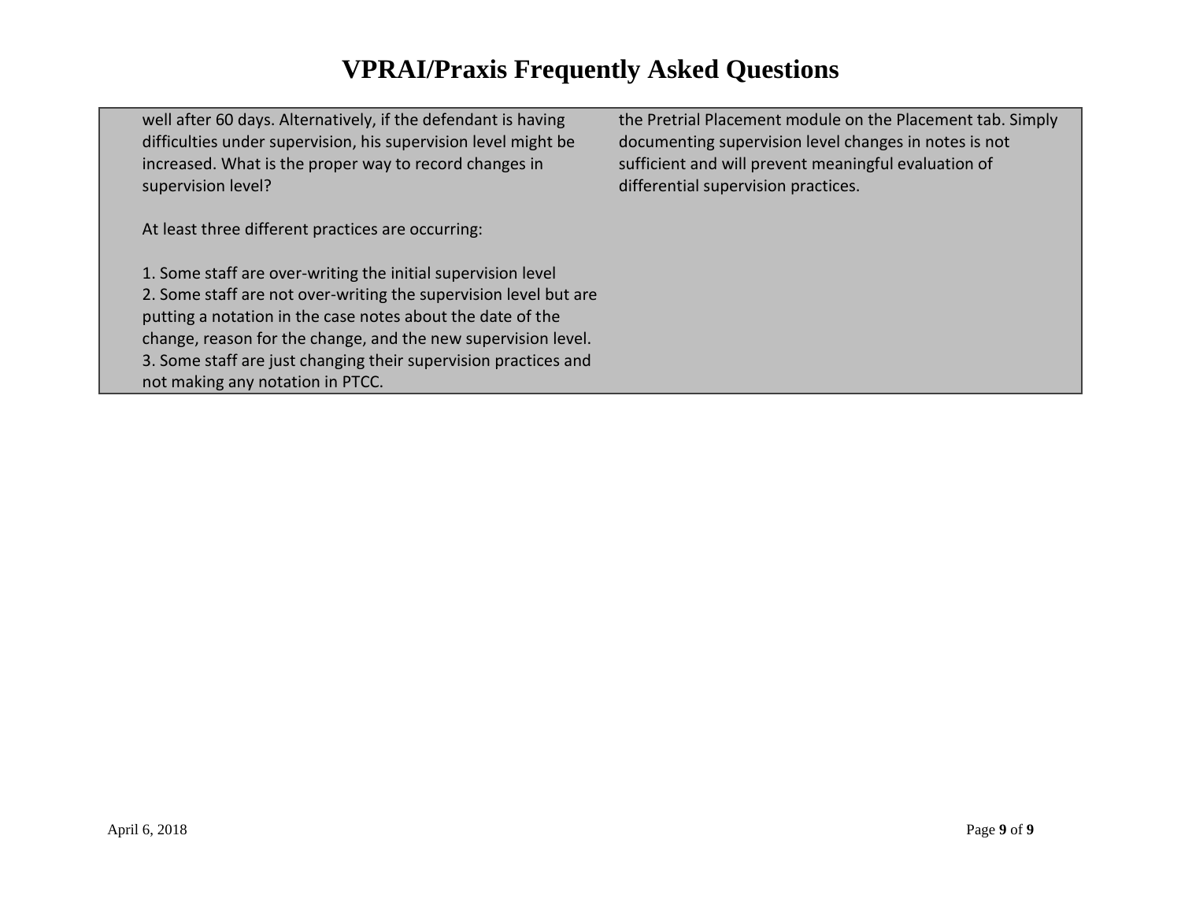| | |
|---|---|
| well after 60 days. Alternatively, if the defendant is having difficulties under supervision, his supervision level might be increased. What is the proper way to record changes in supervision level?<br><br>At least three different practices are occurring:<br><br>1. Some staff are over-writing the initial supervision level<br>2. Some staff are not over-writing the supervision level but are putting a notation in the case notes about the date of the change, reason for the change, and the new supervision level.<br>3. Some staff are just changing their supervision practices and not making any notation in PTCC. | the Pretrial Placement module on the Placement tab. Simply documenting supervision level changes in notes is not sufficient and will prevent meaningful evaluation of differential supervision practices. |